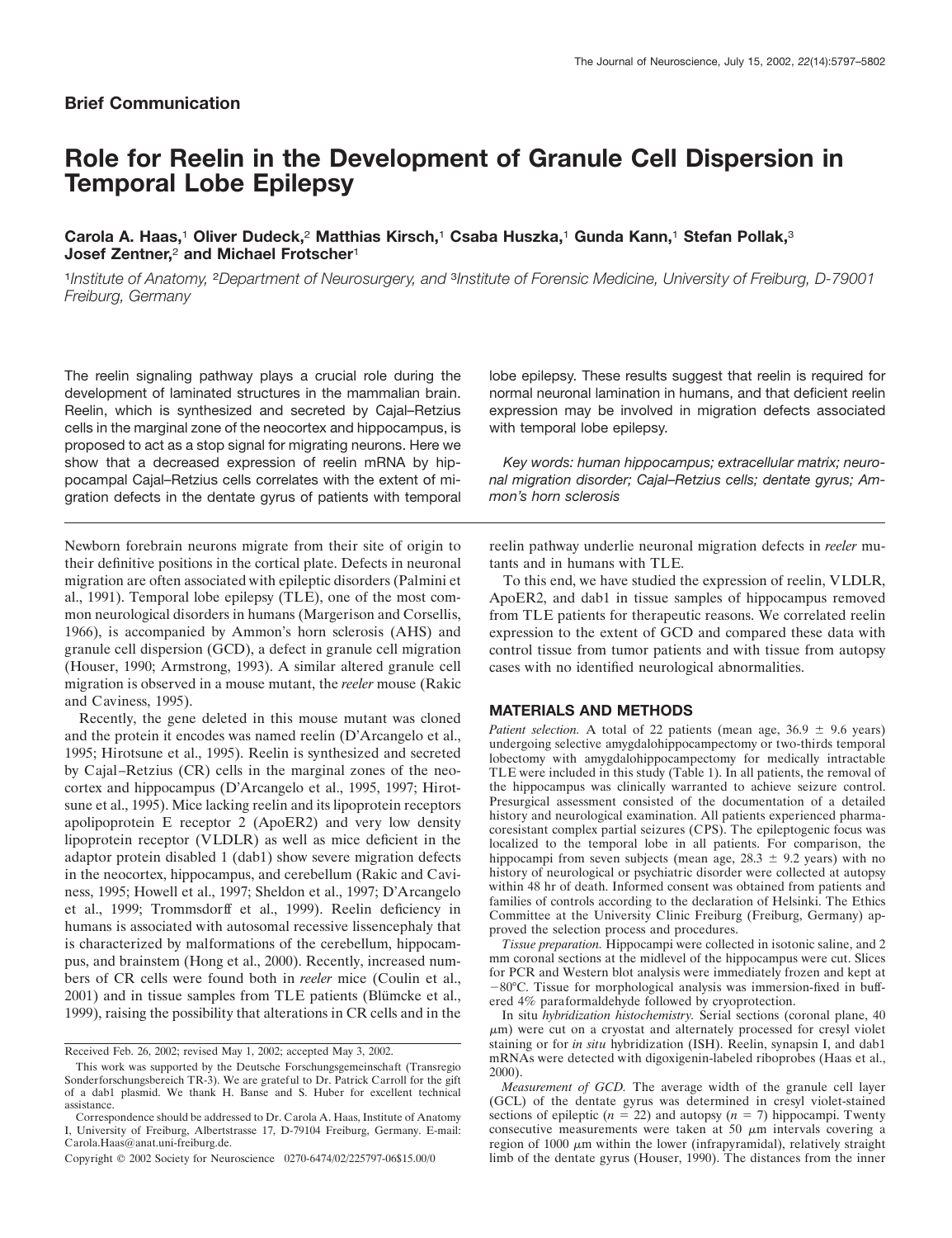**Brief Communication**

# Role for Reelin in the Development of Granule Cell Dispersion in Temporal Lobe Epilepsy

**Carola A. Haas,[1] Oliver Dudeck,[2] Matthias Kirsch,[1] Csaba Huszka,[1] Gunda Kann,[1] Stefan Pollak,[3] Josef Zentner,[2] and Michael Frotscher[1]**

[1]*Institute of Anatomy,* [2]*Department of Neurosurgery, and* [3]*Institute of Forensic Medicine, University of Freiburg, D-79001 Freiburg, Germany*

The reelin signaling pathway plays a crucial role during the development of laminated structures in the mammalian brain. Reelin, which is synthesized and secreted by Cajal–Retzius cells in the marginal zone of the neocortex and hippocampus, is proposed to act as a stop signal for migrating neurons. Here we show that a decreased expression of reelin mRNA by hippocampal Cajal–Retzius cells correlates with the extent of migration defects in the dentate gyrus of patients with temporal lobe epilepsy. These results suggest that reelin is required for normal neuronal lamination in humans, and that deficient reelin expression may be involved in migration defects associated with temporal lobe epilepsy.

*Key words: human hippocampus; extracellular matrix; neuronal migration disorder; Cajal–Retzius cells; dentate gyrus; Ammon's horn sclerosis*

Newborn forebrain neurons migrate from their site of origin to their definitive positions in the cortical plate. Defects in neuronal migration are often associated with epileptic disorders (Palmini et al., 1991). Temporal lobe epilepsy (TLE), one of the most common neurological disorders in humans (Margerison and Corsellis, 1966), is accompanied by Ammon's horn sclerosis (AHS) and granule cell dispersion (GCD), a defect in granule cell migration (Houser, 1990; Armstrong, 1993). A similar altered granule cell migration is observed in a mouse mutant, the *reeler* mouse (Rakic and Caviness, 1995).

Recently, the gene deleted in this mouse mutant was cloned and the protein it encodes was named reelin (D'Arcangelo et al., 1995; Hirotsune et al., 1995). Reelin is synthesized and secreted by Cajal–Retzius (CR) cells in the marginal zones of the neocortex and hippocampus (D'Arcangelo et al., 1995, 1997; Hirotsune et al., 1995). Mice lacking reelin and its lipoprotein receptors apolipoprotein E receptor 2 (ApoER2) and very low density lipoprotein receptor (VLDLR) as well as mice deficient in the adaptor protein disabled 1 (dab1) show severe migration defects in the neocortex, hippocampus, and cerebellum (Rakic and Caviness, 1995; Howell et al., 1997; Sheldon et al., 1997; D'Arcangelo et al., 1999; Trommsdorff et al., 1999). Reelin deficiency in humans is associated with autosomal recessive lissencephaly that is characterized by malformations of the cerebellum, hippocampus, and brainstem (Hong et al., 2000). Recently, increased numbers of CR cells were found both in *reeler* mice (Coulin et al., 2001) and in tissue samples from TLE patients (Blümcke et al., 1999), raising the possibility that alterations in CR cells and in the reelin pathway underlie neuronal migration defects in *reeler* mutants and in humans with TLE.

To this end, we have studied the expression of reelin, VLDLR, ApoER2, and dab1 in tissue samples of hippocampus removed from TLE patients for therapeutic reasons. We correlated reelin expression to the extent of GCD and compared these data with control tissue from tumor patients and with tissue from autopsy cases with no identified neurological abnormalities.

## MATERIALS AND METHODS

*Patient selection.* A total of 22 patients (mean age, 36.9 ± 9.6 years) undergoing selective amygdalohippocampectomy or two-thirds temporal lobectomy with amygdalohippocampectomy for medically intractable TLE were included in this study (Table 1). In all patients, the removal of the hippocampus was clinically warranted to achieve seizure control. Presurgical assessment consisted of the documentation of a detailed history and neurological examination. All patients experienced pharmacoresistant complex partial seizures (CPS). The epileptogenic focus was localized to the temporal lobe in all patients. For comparison, the hippocampi from seven subjects (mean age, 28.3 ± 9.2 years) with no history of neurological or psychiatric disorder were collected at autopsy within 48 hr of death. Informed consent was obtained from patients and families of controls according to the declaration of Helsinki. The Ethics Committee at the University Clinic Freiburg (Freiburg, Germany) approved the selection process and procedures.

*Tissue preparation.* Hippocampi were collected in isotonic saline, and 2 mm coronal sections at the midlevel of the hippocampus were cut. Slices for PCR and Western blot analysis were immediately frozen and kept at −80°C. Tissue for morphological analysis was immersion-fixed in buffered 4% paraformaldehyde followed by cryoprotection.

*In situ hybridization histochemistry.* Serial sections (coronal plane, 40 μm) were cut on a cryostat and alternately processed for cresyl violet staining or for *in situ* hybridization (ISH). Reelin, synapsin I, and dab1 mRNAs were detected with digoxigenin-labeled riboprobes (Haas et al., 2000).

*Measurement of GCD.* The average width of the granule cell layer (GCL) of the dentate gyrus was determined in cresyl violet-stained sections of epileptic ($n$ = 22) and autopsy ($n$ = 7) hippocampi. Twenty consecutive measurements were taken at 50 μm intervals covering a region of 1000 μm within the lower (infrapyramidal), relatively straight limb of the dentate gyrus (Houser, 1990). The distances from the inner

Received Feb. 26, 2002; revised May 1, 2002; accepted May 3, 2002.

This work was supported by the Deutsche Forschungsgemeinschaft (Transregio Sonderforschungsbereich TR-3). We are grateful to Dr. Patrick Carroll for the gift of a dab1 plasmid. We thank H. Banse and S. Huber for excellent technical assistance.

Correspondence should be addressed to Dr. Carola A. Haas, Institute of Anatomy I, University of Freiburg, Albertstrasse 17, D-79104 Freiburg, Germany. E-mail: Carola.Haas@anat.uni-freiburg.de.

Copyright © 2002 Society for Neuroscience 0270-6474/02/225797-06$15.00/0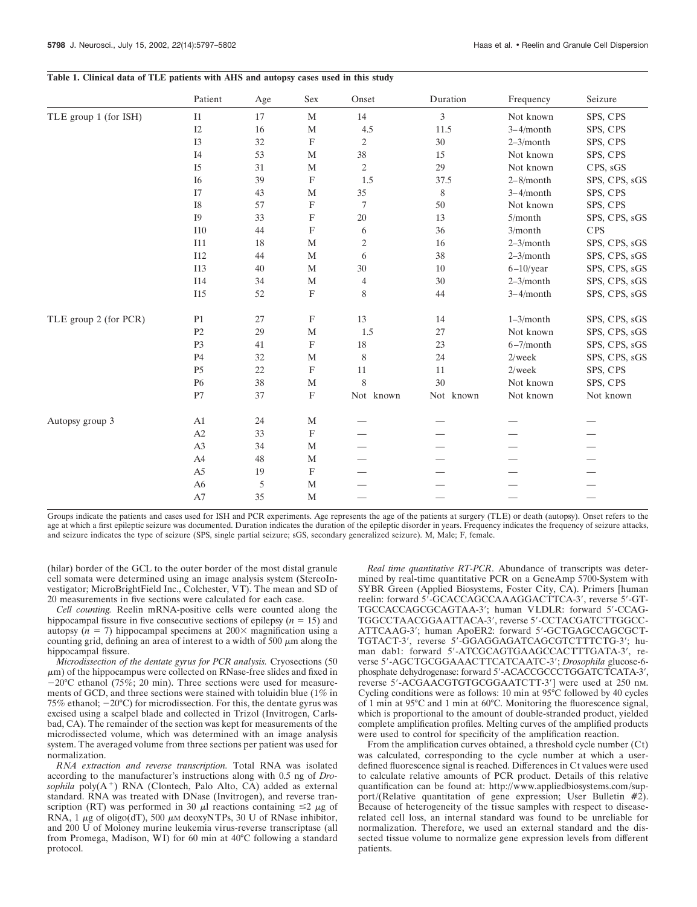**Table 1. Clinical data of TLE patients with AHS and autopsy cases used in this study**

| | Patient | Age | Sex | Onset | Duration | Frequency | Seizure |
|---|---|---|---|---|---|---|---|
| TLE group 1 (for ISH) | I1 | 17 | M | 14 | 3 | Not known | SPS, CPS |
| | I2 | 16 | M | 4.5 | 11.5 | 3–4/month | SPS, CPS |
| | I3 | 32 | F | 2 | 30 | 2–3/month | SPS, CPS |
| | I4 | 53 | M | 38 | 15 | Not known | SPS, CPS |
| | I5 | 31 | M | 2 | 29 | Not known | CPS, sGS |
| | I6 | 39 | F | 1.5 | 37.5 | 2–8/month | SPS, CPS, sGS |
| | I7 | 43 | M | 35 | 8 | 3–4/month | SPS, CPS |
| | I8 | 57 | F | 7 | 50 | Not known | SPS, CPS |
| | I9 | 33 | F | 20 | 13 | 5/month | SPS, CPS, sGS |
| | I10 | 44 | F | 6 | 36 | 3/month | CPS |
| | I11 | 18 | M | 2 | 16 | 2–3/month | SPS, CPS, sGS |
| | I12 | 44 | M | 6 | 38 | 2–3/month | SPS, CPS, sGS |
| | I13 | 40 | M | 30 | 10 | 6–10/year | SPS, CPS, sGS |
| | I14 | 34 | M | 4 | 30 | 2–3/month | SPS, CPS, sGS |
| | I15 | 52 | F | 8 | 44 | 3–4/month | SPS, CPS, sGS |
| TLE group 2 (for PCR) | P1 | 27 | F | 13 | 14 | 1–3/month | SPS, CPS, sGS |
| | P2 | 29 | M | 1.5 | 27 | Not known | SPS, CPS, sGS |
| | P3 | 41 | F | 18 | 23 | 6–7/month | SPS, CPS, sGS |
| | P4 | 32 | M | 8 | 24 | 2/week | SPS, CPS, sGS |
| | P5 | 22 | F | 11 | 11 | 2/week | SPS, CPS |
| | P6 | 38 | M | 8 | 30 | Not known | SPS, CPS |
| | P7 | 37 | F | Not known | Not known | Not known | Not known |
| Autopsy group 3 | A1 | 24 | M | — | — | — | — |
| | A2 | 33 | F | — | — | — | — |
| | A3 | 34 | M | — | — | — | — |
| | A4 | 48 | M | — | — | — | — |
| | A5 | 19 | F | — | — | — | — |
| | A6 | 5 | M | — | — | — | — |
| | A7 | 35 | M | — | — | — | — |

Groups indicate the patients and cases used for ISH and PCR experiments. Age represents the age of the patients at surgery (TLE) or death (autopsy). Onset refers to the age at which a first epileptic seizure was documented. Duration indicates the duration of the epileptic disorder in years. Frequency indicates the frequency of seizure attacks, and seizure indicates the type of seizure (SPS, single partial seizure; sGS, secondary generalized seizure). M, Male; F, female.

(hilar) border of the GCL to the outer border of the most distal granule cell somata were determined using an image analysis system (StereoInvestigator; MicroBrightField Inc., Colchester, VT). The mean and SD of 20 measurements in five sections were calculated for each case.

*Cell counting.* Reelin mRNA-positive cells were counted along the hippocampal fissure in five consecutive sections of epilepsy ($n = 15$) and autopsy ($n = 7$) hippocampal specimens at 200× magnification using a counting grid, defining an area of interest to a width of 500 μm along the hippocampal fissure.

*Microdissection of the dentate gyrus for PCR analysis.* Cryosections (50 μm) of the hippocampus were collected on RNase-free slides and fixed in −20°C ethanol (75%; 20 min). Three sections were used for measurements of GCD, and three sections were stained with toluidin blue (1% in 75% ethanol; −20°C) for microdissection. For this, the dentate gyrus was excised using a scalpel blade and collected in Trizol (Invitrogen, Carlsbad, CA). The remainder of the section was kept for measurements of the microdissected volume, which was determined with an image analysis system. The averaged volume from three sections per patient was used for normalization.

*RNA extraction and reverse transcription.* Total RNA was isolated according to the manufacturer's instructions along with 0.5 ng of *Drosophila* poly($A^+$) RNA (Clontech, Palo Alto, CA) added as external standard. RNA was treated with DNase (Invitrogen), and reverse transcription (RT) was performed in 30 μl reactions containing ≤2 μg of RNA, 1 μg of oligo(dT), 500 μM deoxyNTPs, 30 U of RNase inhibitor, and 200 U of Moloney murine leukemia virus-reverse transcriptase (all from Promega, Madison, WI) for 60 min at 40°C following a standard protocol.

*Real time quantitative RT-PCR.* Abundance of transcripts was determined by real-time quantitative PCR on a GeneAmp 5700-System with SYBR Green (Applied Biosystems, Foster City, CA). Primers [human reelin: forward 5′-GCACCAGCCAAAGGACTTCA-3′, reverse 5′-GTTGCCACCAGCGCAGTAA-3′; human VLDLR: forward 5′-CCAGTGGCCTAACGGAATTACA-3′, reverse 5′-CCTACGATCTTGGCCATTCAAG-3′; human ApoER2: forward 5′-GCTGAGCCAGCGCTTGTACT-3′, reverse 5′-GGAGGAGATCAGCGTCTTTCTG-3′; human dab1: forward 5′-ATCGCAGTGAAGCCACTTTGATA-3′, reverse 5′-AGCTGCGGAAACTTCATCAATC-3′; *Drosophila* glucose-6-phosphate dehydrogenase: forward 5′-ACACCGCCCTGGATCTCATA-3′, reverse 5′-ACGAACGTGTGCGGAATCTT-3′] were used at 250 nM. Cycling conditions were as follows: 10 min at 95°C followed by 40 cycles of 1 min at 95°C and 1 min at 60°C. Monitoring the fluorescence signal, which is proportional to the amount of double-stranded product, yielded complete amplification profiles. Melting curves of the amplified products were used to control for specificity of the amplification reaction.

From the amplification curves obtained, a threshold cycle number (Ct) was calculated, corresponding to the cycle number at which a user-defined fluorescence signal is reached. Differences in Ct values were used to calculate relative amounts of PCR product. Details of this relative quantification can be found at: http://www.appliedbiosystems.com/support/(Relative quantitation of gene expression; User Bulletin #2). Because of heterogeneity of the tissue samples with respect to disease-related cell loss, an internal standard was found to be unreliable for normalization. Therefore, we used an external standard and the dissected tissue volume to normalize gene expression levels from different patients.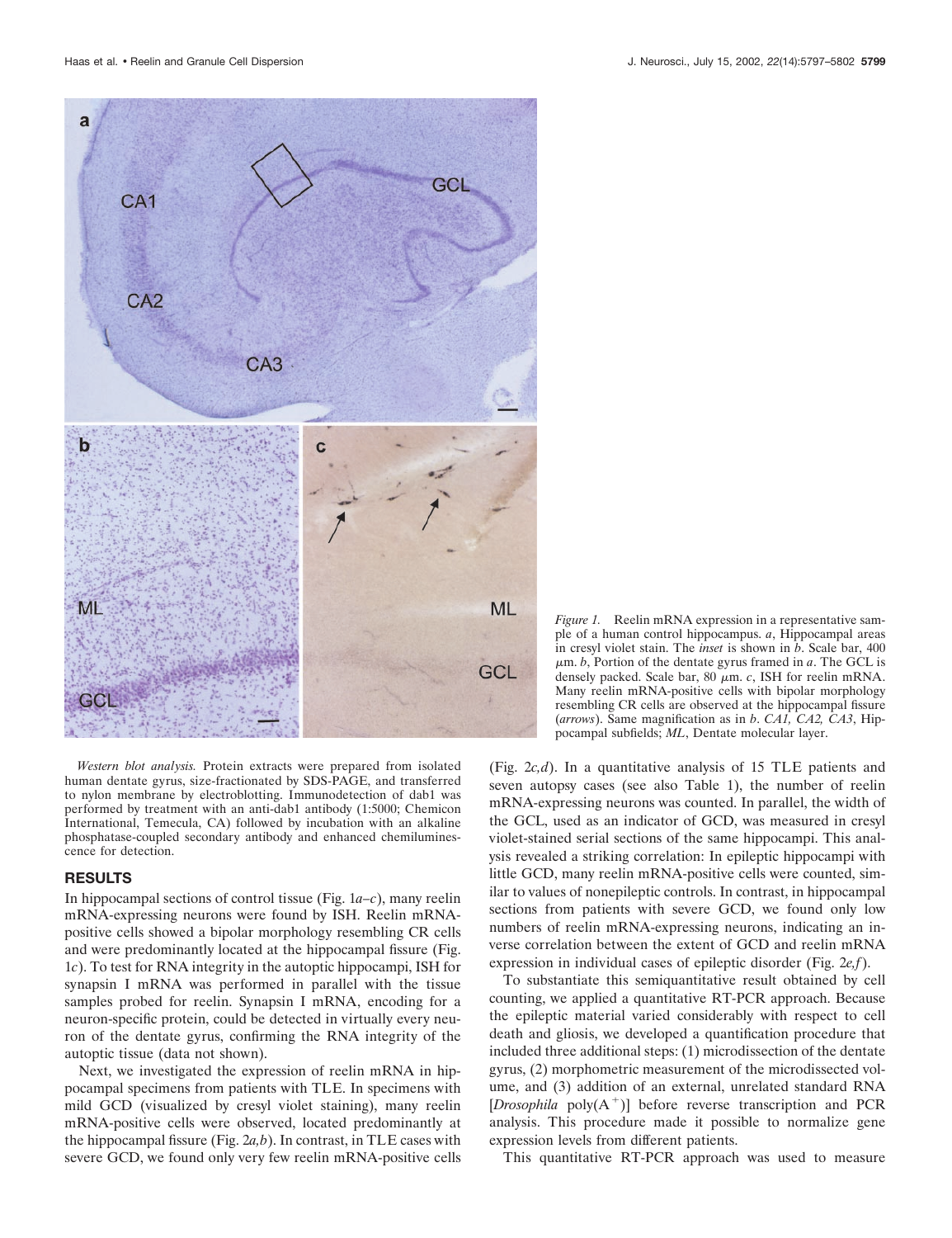*Figure 1.* Reelin mRNA expression in a representative sample of a human control hippocampus. *a*, Hippocampal areas in cresyl violet stain. The *inset* is shown in *b*. Scale bar, 400 μm. *b*, Portion of the dentate gyrus framed in *a*. The GCL is densely packed. Scale bar, 80 μm. *c*, ISH for reelin mRNA. Many reelin mRNA-positive cells with bipolar morphology resembling CR cells are observed at the hippocampal fissure (*arrows*). Same magnification as in *b*. *CA1, CA2, CA3*, Hippocampal subfields; *ML*, Dentate molecular layer.

*Western blot analysis.* Protein extracts were prepared from isolated human dentate gyrus, size-fractionated by SDS-PAGE, and transferred to nylon membrane by electroblotting. Immunodetection of dab1 was performed by treatment with an anti-dab1 antibody (1:5000; Chemicon International, Temecula, CA) followed by incubation with an alkaline phosphatase-coupled secondary antibody and enhanced chemiluminescence for detection.

## RESULTS

In hippocampal sections of control tissue (Fig. 1*a–c*), many reelin mRNA-expressing neurons were found by ISH. Reelin mRNA-positive cells showed a bipolar morphology resembling CR cells and were predominantly located at the hippocampal fissure (Fig. 1*c*). To test for RNA integrity in the autoptic hippocampi, ISH for synapsin I mRNA was performed in parallel with the tissue samples probed for reelin. Synapsin I mRNA, encoding for a neuron-specific protein, could be detected in virtually every neuron of the dentate gyrus, confirming the RNA integrity of the autoptic tissue (data not shown).

Next, we investigated the expression of reelin mRNA in hippocampal specimens from patients with TLE. In specimens with mild GCD (visualized by cresyl violet staining), many reelin mRNA-positive cells were observed, located predominantly at the hippocampal fissure (Fig. 2*a,b*). In contrast, in TLE cases with severe GCD, we found only very few reelin mRNA-positive cells (Fig. 2*c,d*). In a quantitative analysis of 15 TLE patients and seven autopsy cases (see also Table 1), the number of reelin mRNA-expressing neurons was counted. In parallel, the width of the GCL, used as an indicator of GCD, was measured in cresyl violet-stained serial sections of the same hippocampi. This analysis revealed a striking correlation: In epileptic hippocampi with little GCD, many reelin mRNA-positive cells were counted, similar to values of nonepileptic controls. In contrast, in hippocampal sections from patients with severe GCD, we found only low numbers of reelin mRNA-expressing neurons, indicating an inverse correlation between the extent of GCD and reelin mRNA expression in individual cases of epileptic disorder (Fig. 2*e,f*).

To substantiate this semiquantitative result obtained by cell counting, we applied a quantitative RT-PCR approach. Because the epileptic material varied considerably with respect to cell death and gliosis, we developed a quantification procedure that included three additional steps: (1) microdissection of the dentate gyrus, (2) morphometric measurement of the microdissected volume, and (3) addition of an external, unrelated standard RNA [*Drosophila* poly($A^+$)] before reverse transcription and PCR analysis. This procedure made it possible to normalize gene expression levels from different patients.

This quantitative RT-PCR approach was used to measure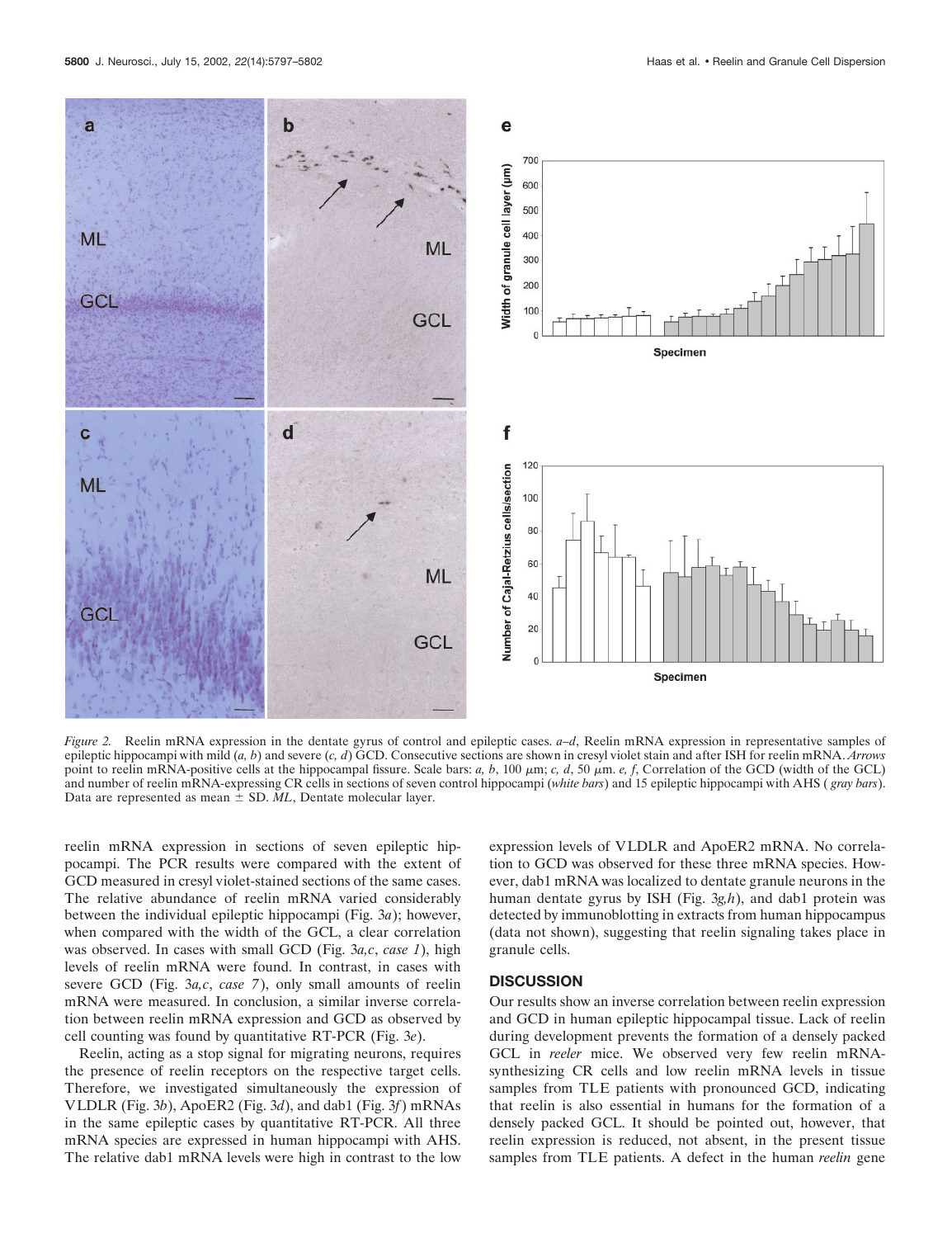*Figure 2.* Reelin mRNA expression in the dentate gyrus of control and epileptic cases. *a–d*, Reelin mRNA expression in representative samples of epileptic hippocampi with mild (*a, b*) and severe (*c, d*) GCD. Consecutive sections are shown in cresyl violet stain and after ISH for reelin mRNA. *Arrows* point to reelin mRNA-positive cells at the hippocampal fissure. Scale bars: *a, b*, 100 μm; *c, d*, 50 μm. *e, f*, Correlation of the GCD (width of the GCL) and number of reelin mRNA-expressing CR cells in sections of seven control hippocampi (*white bars*) and 15 epileptic hippocampi with AHS (*gray bars*). Data are represented as mean ± SD. *ML*, Dentate molecular layer.

reelin mRNA expression in sections of seven epileptic hippocampi. The PCR results were compared with the extent of GCD measured in cresyl violet-stained sections of the same cases. The relative abundance of reelin mRNA varied considerably between the individual epileptic hippocampi (Fig. 3*a*); however, when compared with the width of the GCL, a clear correlation was observed. In cases with small GCD (Fig. 3*a,c*, *case 1*), high levels of reelin mRNA were found. In contrast, in cases with severe GCD (Fig. 3*a,c*, *case 7*), only small amounts of reelin mRNA were measured. In conclusion, a similar inverse correlation between reelin mRNA expression and GCD as observed by cell counting was found by quantitative RT-PCR (Fig. 3*e*).

Reelin, acting as a stop signal for migrating neurons, requires the presence of reelin receptors on the respective target cells. Therefore, we investigated simultaneously the expression of VLDLR (Fig. 3*b*), ApoER2 (Fig. 3*d*), and dab1 (Fig. 3*f*) mRNAs in the same epileptic cases by quantitative RT-PCR. All three mRNA species are expressed in human hippocampi with AHS. The relative dab1 mRNA levels were high in contrast to the low expression levels of VLDLR and ApoER2 mRNA. No correlation to GCD was observed for these three mRNA species. However, dab1 mRNA was localized to dentate granule neurons in the human dentate gyrus by ISH (Fig. 3*g,h*), and dab1 protein was detected by immunoblotting in extracts from human hippocampus (data not shown), suggesting that reelin signaling takes place in granule cells.

## DISCUSSION

Our results show an inverse correlation between reelin expression and GCD in human epileptic hippocampal tissue. Lack of reelin during development prevents the formation of a densely packed GCL in *reeler* mice. We observed very few reelin mRNA-synthesizing CR cells and low reelin mRNA levels in tissue samples from TLE patients with pronounced GCD, indicating that reelin is also essential in humans for the formation of a densely packed GCL. It should be pointed out, however, that reelin expression is reduced, not absent, in the present tissue samples from TLE patients. A defect in the human *reelin* gene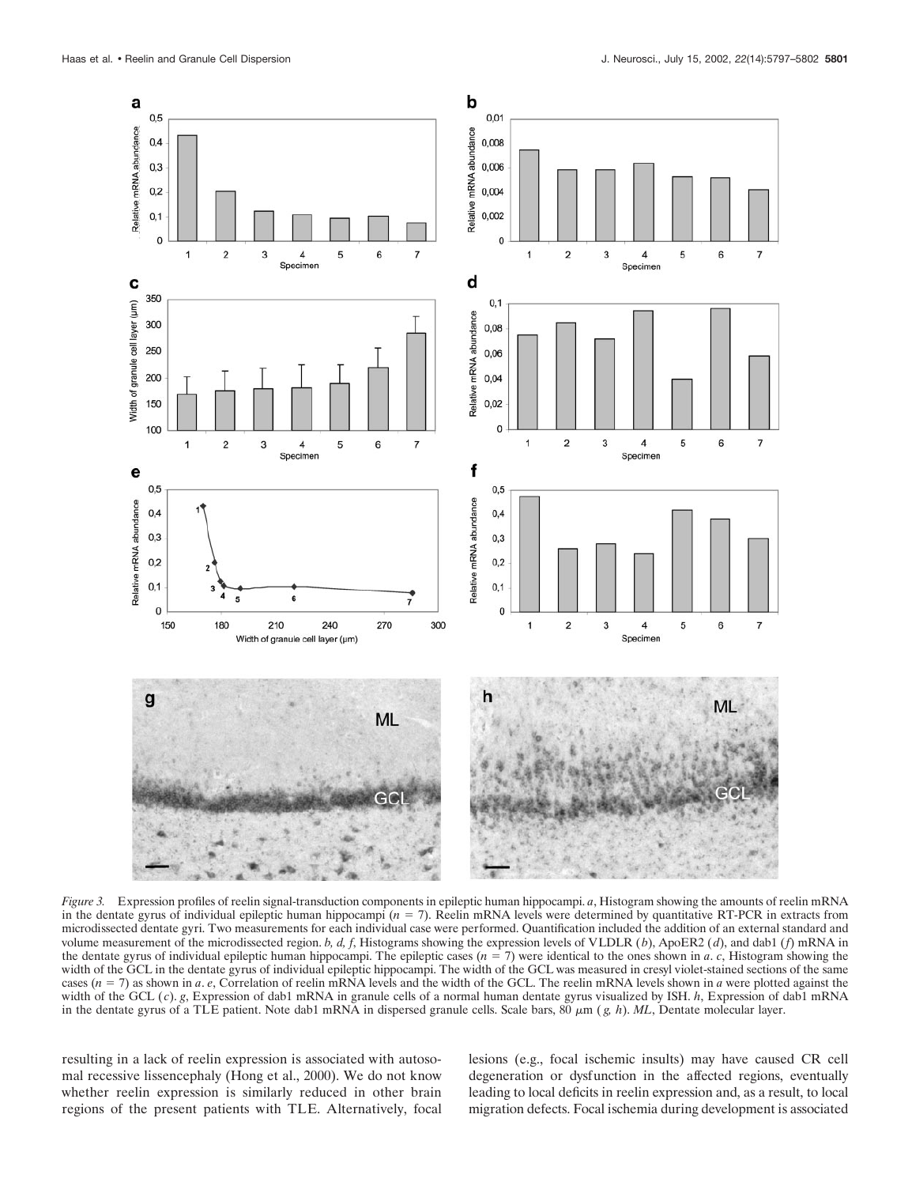*Figure 3.* Expression profiles of reelin signal-transduction components in epileptic human hippocampi. *a*, Histogram showing the amounts of reelin mRNA in the dentate gyrus of individual epileptic human hippocampi ($n = 7$). Reelin mRNA levels were determined by quantitative RT-PCR in extracts from microdissected dentate gyri. Two measurements for each individual case were performed. Quantification included the addition of an external standard and volume measurement of the microdissected region. *b, d, f*, Histograms showing the expression levels of VLDLR (*b*), ApoER2 (*d*), and dab1 (*f*) mRNA in the dentate gyrus of individual epileptic human hippocampi. The epileptic cases ($n = 7$) were identical to the ones shown in *a*. *c*, Histogram showing the width of the GCL in the dentate gyrus of individual epileptic hippocampi. The width of the GCL was measured in cresyl violet-stained sections of the same cases ($n = 7$) as shown in *a*. *e*, Correlation of reelin mRNA levels and the width of the GCL. The reelin mRNA levels shown in *a* were plotted against the width of the GCL (*c*). *g*, Expression of dab1 mRNA in granule cells of a normal human dentate gyrus visualized by ISH. *h*, Expression of dab1 mRNA in the dentate gyrus of a TLE patient. Note dab1 mRNA in dispersed granule cells. Scale bars, 80 μm (*g, h*). *ML*, Dentate molecular layer.

resulting in a lack of reelin expression is associated with autosomal recessive lissencephaly (Hong et al., 2000). We do not know whether reelin expression is similarly reduced in other brain regions of the present patients with TLE. Alternatively, focal lesions (e.g., focal ischemic insults) may have caused CR cell degeneration or dysfunction in the affected regions, eventually leading to local deficits in reelin expression and, as a result, to local migration defects. Focal ischemia during development is associated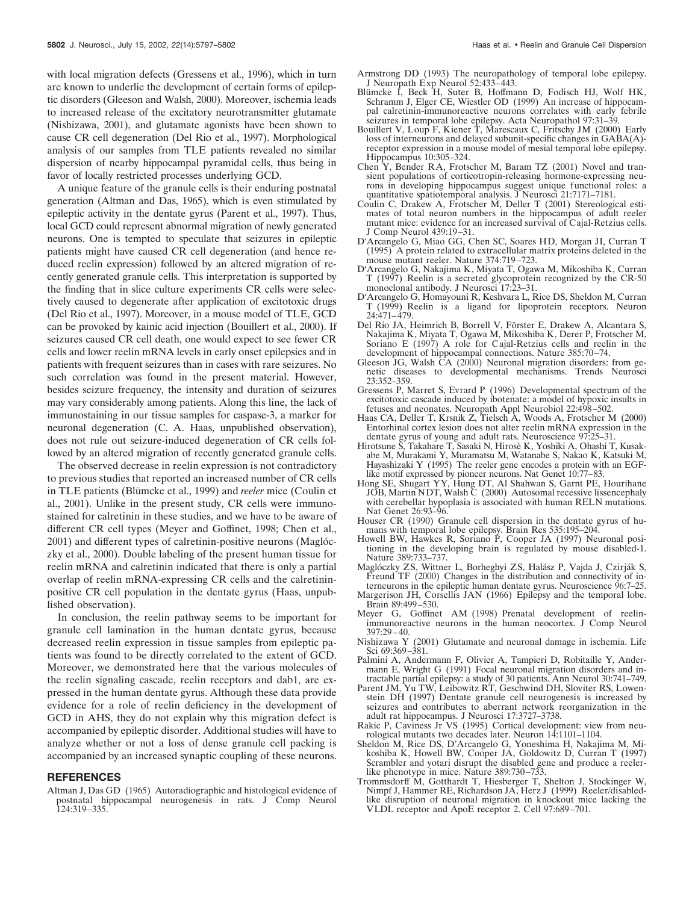with local migration defects (Gressens et al., 1996), which in turn are known to underlie the development of certain forms of epileptic disorders (Gleeson and Walsh, 2000). Moreover, ischemia leads to increased release of the excitatory neurotransmitter glutamate (Nishizawa, 2001), and glutamate agonists have been shown to cause CR cell degeneration (Del Rio et al., 1997). Morphological analysis of our samples from TLE patients revealed no similar dispersion of nearby hippocampal pyramidal cells, thus being in favor of locally restricted processes underlying GCD.

A unique feature of the granule cells is their enduring postnatal generation (Altman and Das, 1965), which is even stimulated by epileptic activity in the dentate gyrus (Parent et al., 1997). Thus, local GCD could represent abnormal migration of newly generated neurons. One is tempted to speculate that seizures in epileptic patients might have caused CR cell degeneration (and hence reduced reelin expression) followed by an altered migration of recently generated granule cells. This interpretation is supported by the finding that in slice culture experiments CR cells were selectively caused to degenerate after application of excitotoxic drugs (Del Rio et al., 1997). Moreover, in a mouse model of TLE, GCD can be provoked by kainic acid injection (Bouillert et al., 2000). If seizures caused CR cell death, one would expect to see fewer CR cells and lower reelin mRNA levels in early onset epilepsies and in patients with frequent seizures than in cases with rare seizures. No such correlation was found in the present material. However, besides seizure frequency, the intensity and duration of seizures may vary considerably among patients. Along this line, the lack of immunostaining in our tissue samples for caspase-3, a marker for neuronal degeneration (C. A. Haas, unpublished observation), does not rule out seizure-induced degeneration of CR cells followed by an altered migration of recently generated granule cells.

The observed decrease in reelin expression is not contradictory to previous studies that reported an increased number of CR cells in TLE patients (Blümcke et al., 1999) and *reeler* mice (Coulin et al., 2001). Unlike in the present study, CR cells were immunostained for calretinin in these studies, and we have to be aware of different CR cell types (Meyer and Goffinet, 1998; Chen et al., 2001) and different types of calretinin-positive neurons (Maglóczky et al., 2000). Double labeling of the present human tissue for reelin mRNA and calretinin indicated that there is only a partial overlap of reelin mRNA-expressing CR cells and the calretinin-positive CR cell population in the dentate gyrus (Haas, unpublished observation).

In conclusion, the reelin pathway seems to be important for granule cell lamination in the human dentate gyrus, because decreased reelin expression in tissue samples from epileptic patients was found to be directly correlated to the extent of GCD. Moreover, we demonstrated here that the various molecules of the reelin signaling cascade, reelin receptors and dab1, are expressed in the human dentate gyrus. Although these data provide evidence for a role of reelin deficiency in the development of GCD in AHS, they do not explain why this migration defect is accompanied by epileptic disorder. Additional studies will have to analyze whether or not a loss of dense granule cell packing is accompanied by an increased synaptic coupling of these neurons.

## REFERENCES

Altman J, Das GD (1965) Autoradiographic and histological evidence of postnatal hippocampal neurogenesis in rats. J Comp Neurol 124:319–335.

Armstrong DD (1993) The neuropathology of temporal lobe epilepsy. J Neuropath Exp Neurol 52:433–443.

Blümcke I, Beck H, Suter B, Hoffmann D, Fodisch HJ, Wolf HK, Schramm J, Elger CE, Wiestler OD (1999) An increase of hippocampal calretinin-immunoreactive neurons correlates with early febrile seizures in temporal lobe epilepsy. Acta Neuropathol 97:31–39.

Bouillert V, Loup F, Kiener T, Marescaux C, Fritschy JM (2000) Early loss of interneurons and delayed subunit-specific changes in GABA(A)-receptor expression in a mouse model of mesial temporal lobe epilepsy. Hippocampus 10:305–324.

Chen Y, Bender RA, Frotscher M, Baram TZ (2001) Novel and transient populations of corticotropin-releasing hormone-expressing neurons in developing hippocampus suggest unique functional roles: a quantitative spatiotemporal analysis. J Neurosci 21:7171–7181.

Coulin C, Drakew A, Frotscher M, Deller T (2001) Stereological estimates of total neuron numbers in the hippocampus of adult reeler mutant mice: evidence for an increased survival of Cajal-Retzius cells. J Comp Neurol 439:19–31.

D'Arcangelo G, Miao GG, Chen SC, Soares HD, Morgan JI, Curran T (1995) A protein related to extracellular matrix proteins deleted in the mouse mutant reeler. Nature 374:719–723.

D'Arcangelo G, Nakajima K, Miyata T, Ogawa M, Mikoshiba K, Curran T (1997) Reelin is a secreted glycoprotein recognized by the CR-50 monoclonal antibody. J Neurosci 17:23–31.

D'Arcangelo G, Homayouni R, Keshvara L, Rice DS, Sheldon M, Curran T (1999) Reelin is a ligand for lipoprotein receptors. Neuron 24:471–479.

Del Rio JA, Heimrich B, Borrell V, Förster E, Drakew A, Alcantara S, Nakajima K, Miyata T, Ogawa M, Mikoshiba K, Derer P, Frotscher M, Soriano E (1997) A role for Cajal-Retzius cells and reelin in the development of hippocampal connections. Nature 385:70–74.

Gleeson JG, Walsh CA (2000) Neuronal migration disorders: from genetic diseases to developmental mechanisms. Trends Neurosci 23:352–359.

Gressens P, Marret S, Evrard P (1996) Developmental spectrum of the excitotoxic cascade induced by ibotenate: a model of hypoxic insults in fetuses and neonates. Neuropath Appl Neurobiol 22:498–502.

Haas CA, Deller T, Krsnik Z, Tielsch A, Woods A, Frotscher M (2000) Entorhinal cortex lesion does not alter reelin mRNA expression in the dentate gyrus of young and adult rats. Neuroscience 97:25–31.

Hirotsune S, Takahare T, Sasaki N, Hirosè K, Yoshiki A, Ohashi T, Kusakabe M, Murakami Y, Muramatsu M, Watanabe S, Nakao K, Katsuki M, Hayashizaki Y (1995) The reeler gene encodes a protein with an EGF-like motif expressed by pioneer neurons. Nat Genet 10:77–83.

Hong SE, Shugart YY, Hung DT, Al Shahwan S, Garnt PE, Hourihane JOB, Martin NDT, Walsh C (2000) Autosomal recessive lissencephaly with cerebellar hypoplasia is associated with human RELN mutations. Nat Genet 26:93–96.

Houser CR (1990) Granule cell dispersion in the dentate gyrus of humans with temporal lobe epilepsy. Brain Res 535:195–204.

Howell BW, Hawkes R, Soriano P, Cooper JA (1997) Neuronal positioning in the developing brain is regulated by mouse disabled-1. Nature 389:733–737.

Maglóczky ZS, Wittner L, Borheghyi ZS, Halász P, Vajda J, Czirják S, Freund TF (2000) Changes in the distribution and connectivity of interneurons in the epileptic human dentate gyrus. Neuroscience 96:7–25.

Margerison JH, Corsellis JAN (1966) Epilepsy and the temporal lobe. Brain 89:499–530.

Meyer G, Goffinet AM (1998) Prenatal development of reelin-immunoreactive neurons in the human neocortex. J Comp Neurol 397:29–40.

Nishizawa Y (2001) Glutamate and neuronal damage in ischemia. Life Sci 69:369–381.

Palmini A, Andermann F, Olivier A, Tampieri D, Robitaille Y, Andermann E, Wright G (1991) Focal neuronal migration disorders and intractable partial epilepsy: a study of 30 patients. Ann Neurol 30:741–749.

Parent JM, Yu TW, Leibowitz RT, Geschwind DH, Sloviter RS, Lowenstein DH (1997) Dentate granule cell neurogenesis is increased by seizures and contributes to aberrant network reorganization in the adult rat hippocampus. J Neurosci 17:3727–3738.

Rakic P, Caviness Jr VS (1995) Cortical development: view from neurological mutants two decades later. Neuron 14:1101–1104.

Sheldon M, Rice DS, D'Arcangelo G, Yoneshima H, Nakajima M, Mikoshiba K, Howell BW, Cooper JA, Goldowitz D, Curran T (1997) Scrambler and yotari disrupt the disabled gene and produce a reeler-like phenotype in mice. Nature 389:730–733.

Trommsdorff M, Gotthardt T, Hiesberger T, Shelton J, Stockinger W, Nimpf J, Hammer RE, Richardson JA, Herz J (1999) Reeler/disabled-like disruption of neuronal migration in knockout mice lacking the VLDL receptor and ApoE receptor 2. Cell 97:689–701.